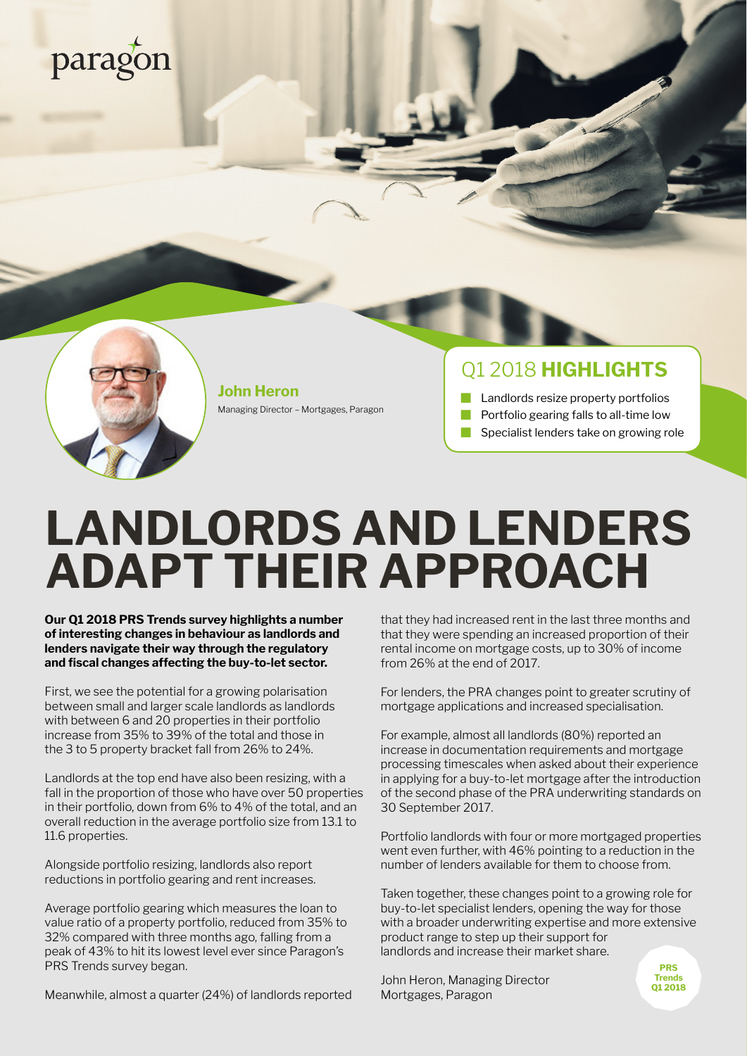paragon

**John Heron**
Managing Director – Mortgages, Paragon

## Q1 2018 **HIGHLIGHTS**

- Landlords resize property portfolios
- Portfolio gearing falls to all-time low
- Specialist lenders take on growing role

# LANDLORDS AND LENDERS ADAPT THEIR APPROACH

**Our Q1 2018 PRS Trends survey highlights a number of interesting changes in behaviour as landlords and lenders navigate their way through the regulatory and fiscal changes affecting the buy-to-let sector.**

First, we see the potential for a growing polarisation between small and larger scale landlords as landlords with between 6 and 20 properties in their portfolio increase from 35% to 39% of the total and those in the 3 to 5 property bracket fall from 26% to 24%.

Landlords at the top end have also been resizing, with a fall in the proportion of those who have over 50 properties in their portfolio, down from 6% to 4% of the total, and an overall reduction in the average portfolio size from 13.1 to 11.6 properties.

Alongside portfolio resizing, landlords also report reductions in portfolio gearing and rent increases.

Average portfolio gearing which measures the loan to value ratio of a property portfolio, reduced from 35% to 32% compared with three months ago, falling from a peak of 43% to hit its lowest level ever since Paragon's PRS Trends survey began.

Meanwhile, almost a quarter (24%) of landlords reported that they had increased rent in the last three months and that they were spending an increased proportion of their rental income on mortgage costs, up to 30% of income from 26% at the end of 2017.

For lenders, the PRA changes point to greater scrutiny of mortgage applications and increased specialisation.

For example, almost all landlords (80%) reported an increase in documentation requirements and mortgage processing timescales when asked about their experience in applying for a buy-to-let mortgage after the introduction of the second phase of the PRA underwriting standards on 30 September 2017.

Portfolio landlords with four or more mortgaged properties went even further, with 46% pointing to a reduction in the number of lenders available for them to choose from.

Taken together, these changes point to a growing role for buy-to-let specialist lenders, opening the way for those with a broader underwriting expertise and more extensive product range to step up their support for landlords and increase their market share.

John Heron, Managing Director
Mortgages, Paragon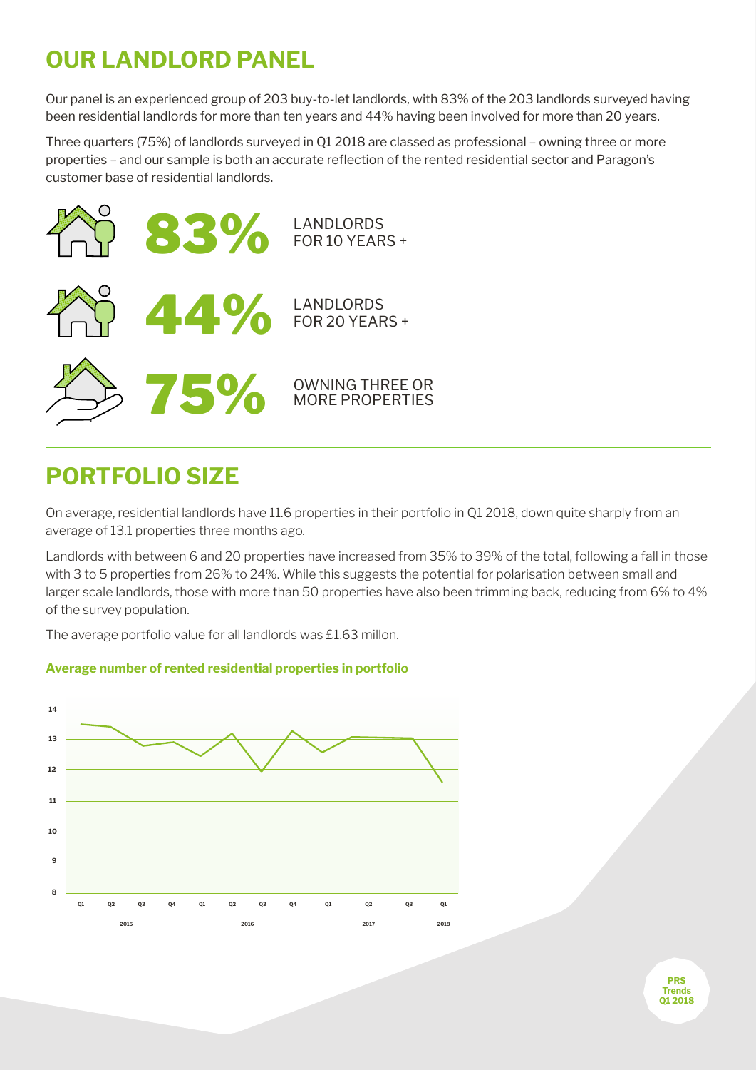# OUR LANDLORD PANEL

Our panel is an experienced group of 203 buy-to-let landlords, with 83% of the 203 landlords surveyed having been residential landlords for more than ten years and 44% having been involved for more than 20 years.

Three quarters (75%) of landlords surveyed in Q1 2018 are classed as professional – owning three or more properties – and our sample is both an accurate reflection of the rented residential sector and Paragon's customer base of residential landlords.

**83%** LANDLORDS FOR 10 YEARS +

**44%** LANDLORDS FOR 20 YEARS +

**75%** OWNING THREE OR MORE PROPERTIES

# PORTFOLIO SIZE

On average, residential landlords have 11.6 properties in their portfolio in Q1 2018, down quite sharply from an average of 13.1 properties three months ago.

Landlords with between 6 and 20 properties have increased from 35% to 39% of the total, following a fall in those with 3 to 5 properties from 26% to 24%. While this suggests the potential for polarisation between small and larger scale landlords, those with more than 50 properties have also been trimming back, reducing from 6% to 4% of the survey population.

The average portfolio value for all landlords was £1.63 millon.

**Average number of rented residential properties in portfolio**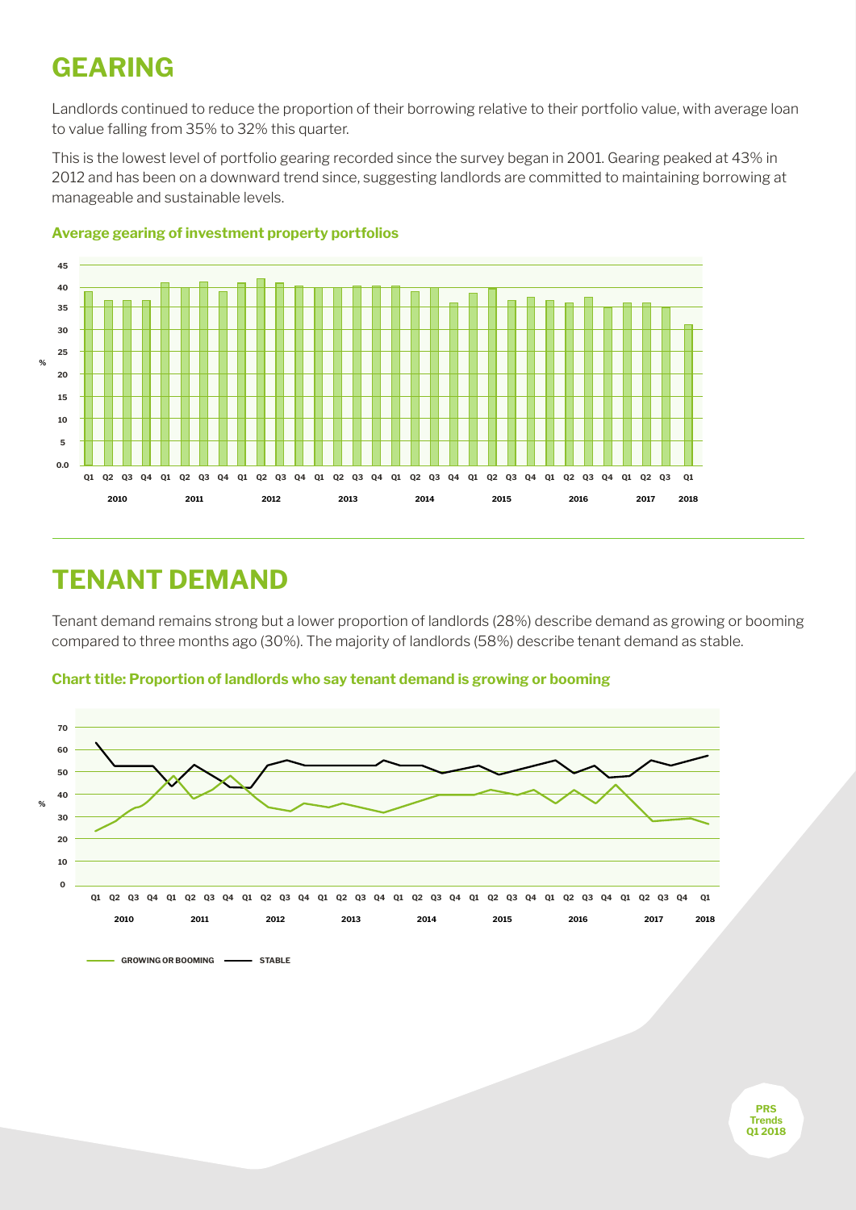# GEARING

Landlords continued to reduce the proportion of their borrowing relative to their portfolio value, with average loan to value falling from 35% to 32% this quarter.

This is the lowest level of portfolio gearing recorded since the survey began in 2001. Gearing peaked at 43% in 2012 and has been on a downward trend since, suggesting landlords are committed to maintaining borrowing at manageable and sustainable levels.

**Average gearing of investment property portfolios**

# TENANT DEMAND

Tenant demand remains strong but a lower proportion of landlords (28%) describe demand as growing or booming compared to three months ago (30%). The majority of landlords (58%) describe tenant demand as stable.

**Chart title: Proportion of landlords who say tenant demand is growing or booming**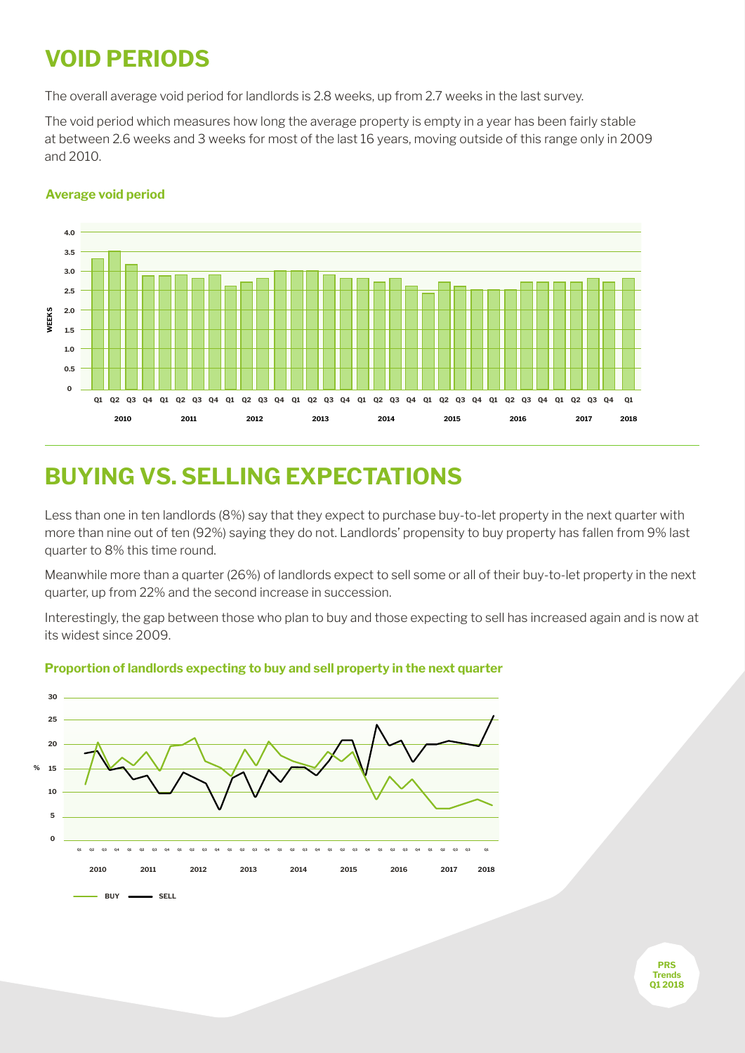# VOID PERIODS

The overall average void period for landlords is 2.8 weeks, up from 2.7 weeks in the last survey.

The void period which measures how long the average property is empty in a year has been fairly stable at between 2.6 weeks and 3 weeks for most of the last 16 years, moving outside of this range only in 2009 and 2010.

**Average void period**

# BUYING VS. SELLING EXPECTATIONS

Less than one in ten landlords (8%) say that they expect to purchase buy-to-let property in the next quarter with more than nine out of ten (92%) saying they do not. Landlords' propensity to buy property has fallen from 9% last quarter to 8% this time round.

Meanwhile more than a quarter (26%) of landlords expect to sell some or all of their buy-to-let property in the next quarter, up from 22% and the second increase in succession.

Interestingly, the gap between those who plan to buy and those expecting to sell has increased again and is now at its widest since 2009.

**Proportion of landlords expecting to buy and sell property in the next quarter**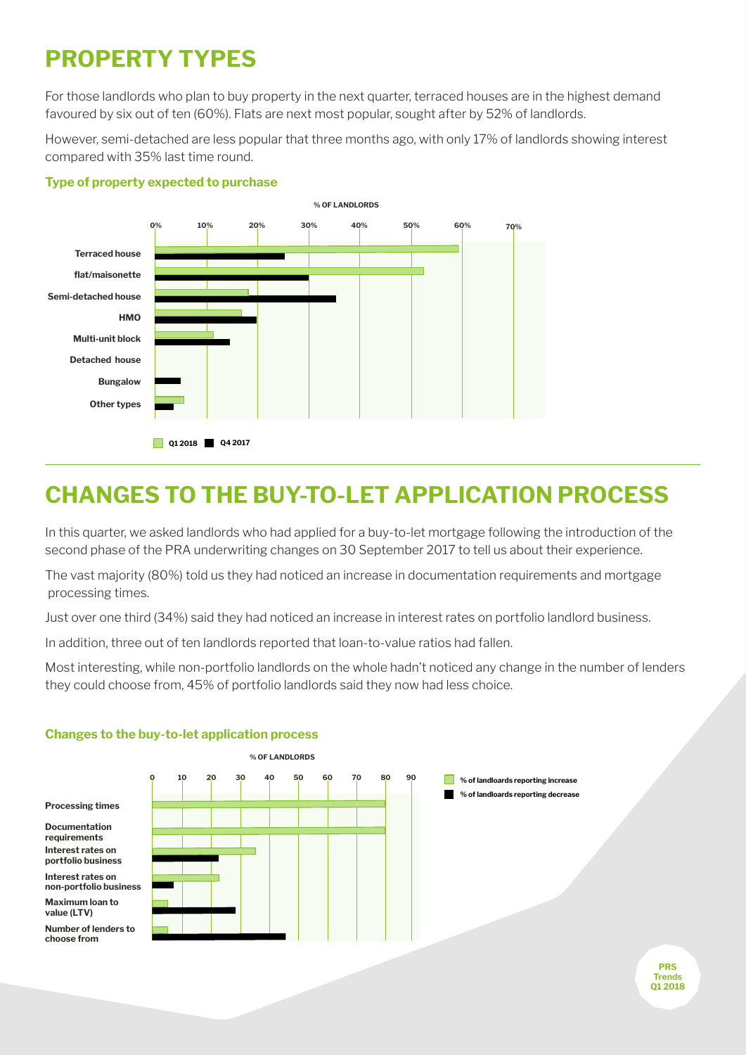# PROPERTY TYPES

For those landlords who plan to buy property in the next quarter, terraced houses are in the highest demand favoured by six out of ten (60%). Flats are next most popular, sought after by 52% of landlords.

However, semi-detached are less popular that three months ago, with only 17% of landlords showing interest compared with 35% last time round.

### Type of property expected to purchase

% OF LANDLORDS

0% 10% 20% 30% 40% 50% 60% 70%

Terraced house

flat/maisonette

Semi-detached house

HMO

Multi-unit block

Detached house

Bungalow

Other types

Q1 2018 Q4 2017

# CHANGES TO THE BUY-TO-LET APPLICATION PROCESS

In this quarter, we asked landlords who had applied for a buy-to-let mortgage following the introduction of the second phase of the PRA underwriting changes on 30 September 2017 to tell us about their experience.

The vast majority (80%) told us they had noticed an increase in documentation requirements and mortgage processing times.

Just over one third (34%) said they had noticed an increase in interest rates on portfolio landlord business.

In addition, three out of ten landlords reported that loan-to-value ratios had fallen.

Most interesting, while non-portfolio landlords on the whole hadn't noticed any change in the number of lenders they could choose from, 45% of portfolio landlords said they now had less choice.

### Changes to the buy-to-let application process

% OF LANDLORDS

0 10 20 30 40 50 60 70 80 90

Processing times

Documentation requirements

Interest rates on portfolio business

Interest rates on non-portfolio business

Maximum loan to value (LTV)

Number of lenders to choose from

% of landloards reporting increase

% of landlords reporting decrease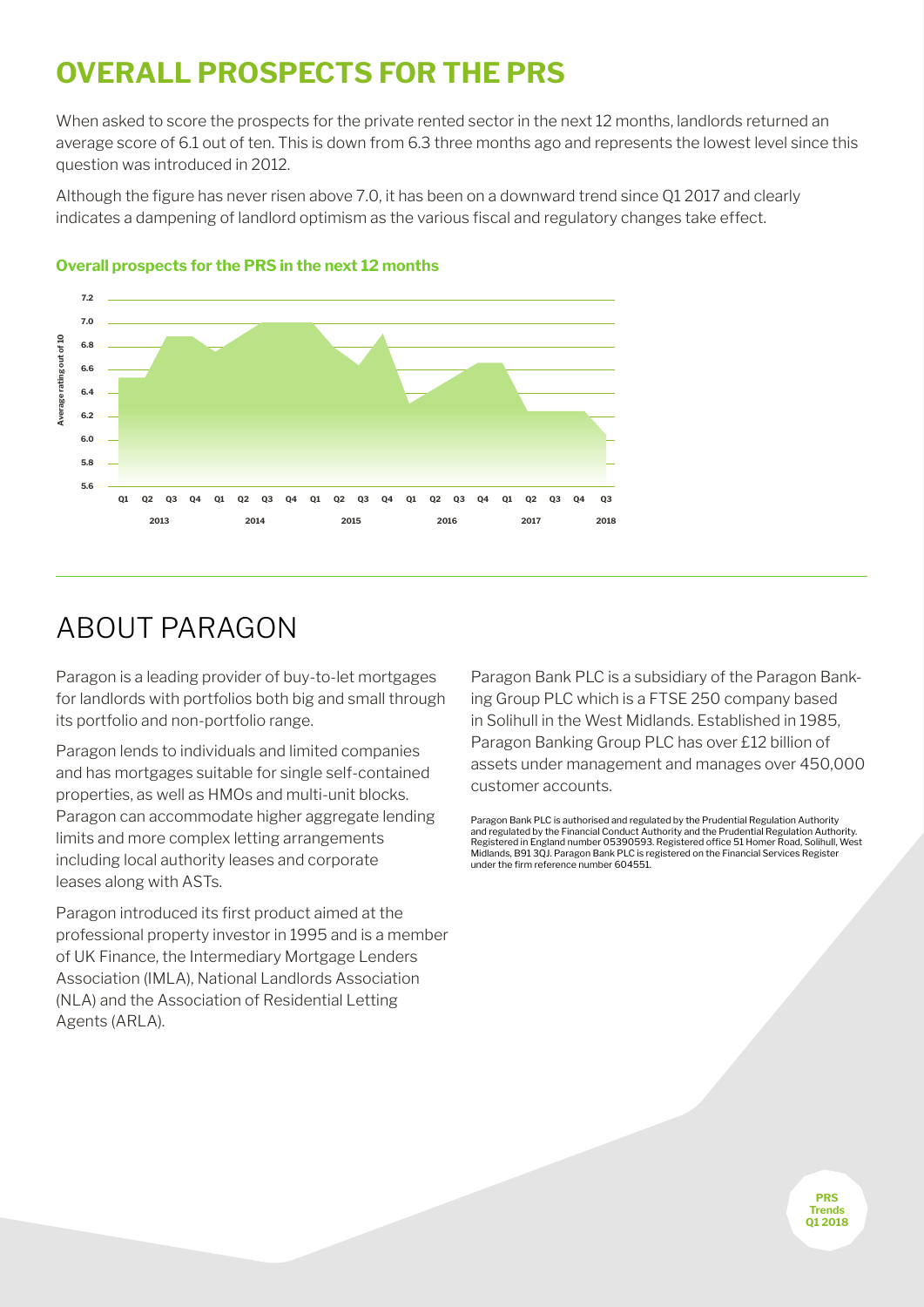# OVERALL PROSPECTS FOR THE PRS

When asked to score the prospects for the private rented sector in the next 12 months, landlords returned an average score of 6.1 out of ten. This is down from 6.3 three months ago and represents the lowest level since this question was introduced in 2012.

Although the figure has never risen above 7.0, it has been on a downward trend since Q1 2017 and clearly indicates a dampening of landlord optimism as the various fiscal and regulatory changes take effect.

**Overall prospects for the PRS in the next 12 months**

Average rating out of 10

7.2
7.0
6.8
6.6
6.4
6.2
6.0
5.8
5.6

Q1 Q2 Q3 Q4 Q1 Q2 Q3 Q4 Q1 Q2 Q3 Q4 Q1 Q2 Q3 Q4 Q1 Q2 Q3 Q4 Q3

2013 2014 2015 2016 2017 2018

# ABOUT PARAGON

Paragon is a leading provider of buy-to-let mortgages for landlords with portfolios both big and small through its portfolio and non-portfolio range.

Paragon lends to individuals and limited companies and has mortgages suitable for single self-contained properties, as well as HMOs and multi-unit blocks. Paragon can accommodate higher aggregate lending limits and more complex letting arrangements including local authority leases and corporate leases along with ASTs.

Paragon introduced its first product aimed at the professional property investor in 1995 and is a member of UK Finance, the Intermediary Mortgage Lenders Association (IMLA), National Landlords Association (NLA) and the Association of Residential Letting Agents (ARLA).

Paragon Bank PLC is a subsidiary of the Paragon Banking Group PLC which is a FTSE 250 company based in Solihull in the West Midlands. Established in 1985, Paragon Banking Group PLC has over £12 billion of assets under management and manages over 450,000 customer accounts.

Paragon Bank PLC is authorised and regulated by the Prudential Regulation Authority and regulated by the Financial Conduct Authority and the Prudential Regulation Authority. Registered in England number 05390593. Registered office 51 Homer Road, Solihull, West Midlands, B91 3QJ. Paragon Bank PLC is registered on the Financial Services Register under the firm reference number 604551.